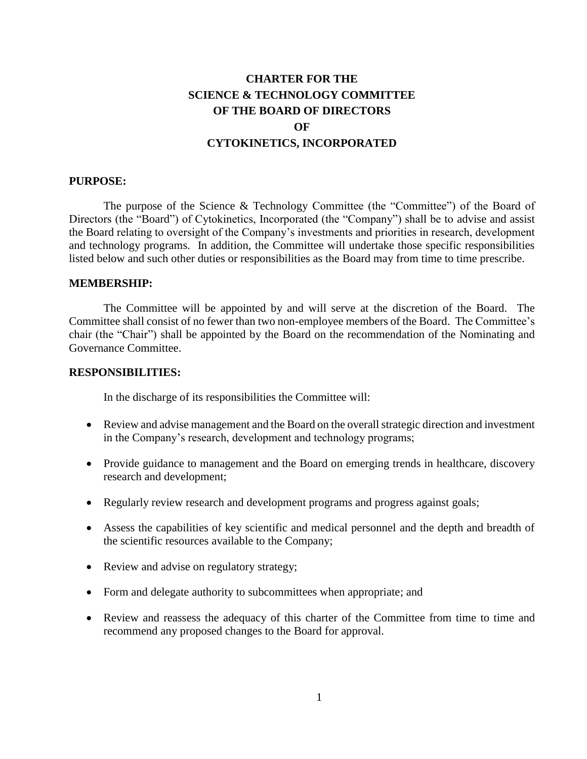# CHARTER FOR THE SCIENCE & TECHNOLOGY COMMITTEE OF THE BOARD OF DIRECTORS OF CYTOKINETICS, INCORPORATED

## PURPOSE:

The purpose of the Science & Technology Committee (the "Committee") of the Board of Directors (the "Board") of Cytokinetics, Incorporated (the "Company") shall be to advise and assist the Board relating to oversight of the Company's investments and priorities in research, development and technology programs. In addition, the Committee will undertake those specific responsibilities listed below and such other duties or responsibilities as the Board may from time to time prescribe.

## MEMBERSHIP:

The Committee will be appointed by and will serve at the discretion of the Board. The Committee shall consist of no fewer than two non-employee members of the Board. The Committee's chair (the "Chair") shall be appointed by the Board on the recommendation of the Nominating and Governance Committee.

## RESPONSIBILITIES:

In the discharge of its responsibilities the Committee will:

- Review and advise management and the Board on the overall strategic direction and investment in the Company's research, development and technology programs;
- Provide guidance to management and the Board on emerging trends in healthcare, discovery research and development;
- Regularly review research and development programs and progress against goals;
- Assess the capabilities of key scientific and medical personnel and the depth and breadth of the scientific resources available to the Company;
- Review and advise on regulatory strategy;
- Form and delegate authority to subcommittees when appropriate; and
- Review and reassess the adequacy of this charter of the Committee from time to time and recommend any proposed changes to the Board for approval.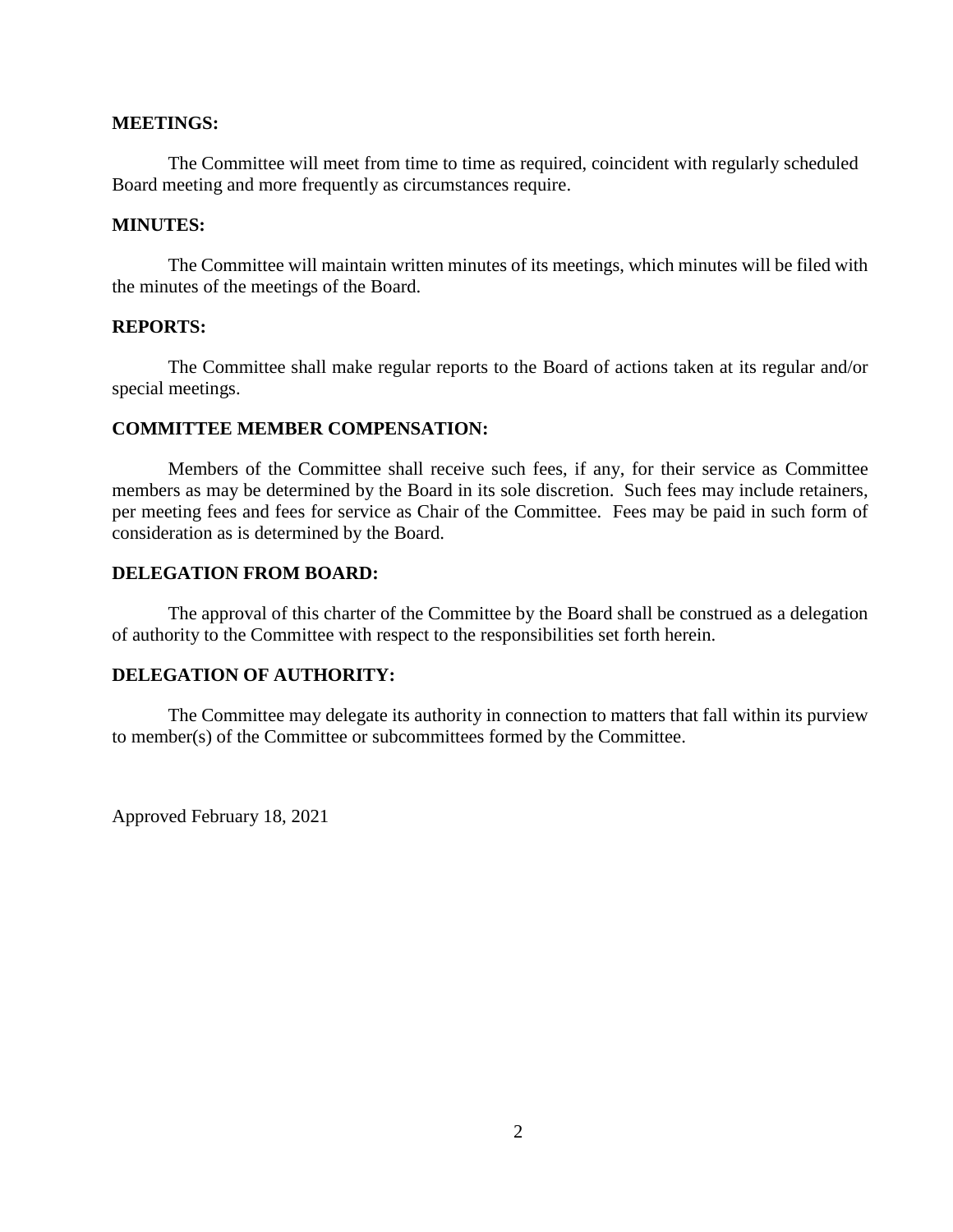**MEETINGS:**

The Committee will meet from time to time as required, coincident with regularly scheduled Board meeting and more frequently as circumstances require.

**MINUTES:**

The Committee will maintain written minutes of its meetings, which minutes will be filed with the minutes of the meetings of the Board.

**REPORTS:**

The Committee shall make regular reports to the Board of actions taken at its regular and/or special meetings.

**COMMITTEE MEMBER COMPENSATION:**

Members of the Committee shall receive such fees, if any, for their service as Committee members as may be determined by the Board in its sole discretion. Such fees may include retainers, per meeting fees and fees for service as Chair of the Committee. Fees may be paid in such form of consideration as is determined by the Board.

**DELEGATION FROM BOARD:**

The approval of this charter of the Committee by the Board shall be construed as a delegation of authority to the Committee with respect to the responsibilities set forth herein.

**DELEGATION OF AUTHORITY:**

The Committee may delegate its authority in connection to matters that fall within its purview to member(s) of the Committee or subcommittees formed by the Committee.

Approved February 18, 2021